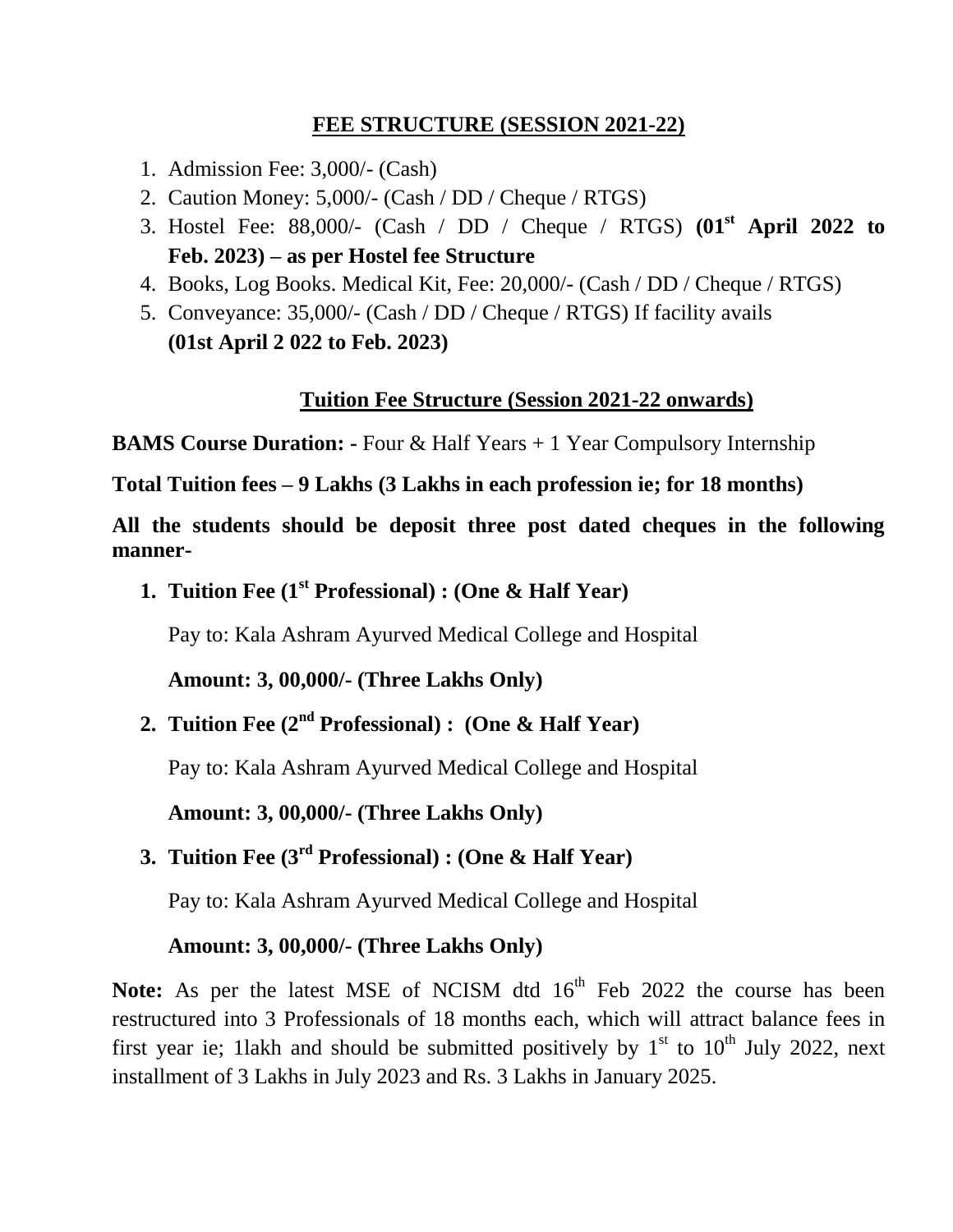## FEE STRUCTURE (SESSION 2021-22)

1. Admission Fee: 3,000/- (Cash)
2. Caution Money: 5,000/- (Cash / DD / Cheque / RTGS)
3. Hostel Fee: 88,000/- (Cash / DD / Cheque / RTGS) **(01st April 2022 to Feb. 2023) – as per Hostel fee Structure**
4. Books, Log Books. Medical Kit, Fee: 20,000/- (Cash / DD / Cheque / RTGS)
5. Conveyance: 35,000/- (Cash / DD / Cheque / RTGS) If facility avails **(01st April 2 022 to Feb. 2023)**

## Tuition Fee Structure (Session 2021-22 onwards)

**BAMS Course Duration: -** Four & Half Years + 1 Year Compulsory Internship

**Total Tuition fees – 9 Lakhs (3 Lakhs in each profession ie; for 18 months)**

**All the students should be deposit three post dated cheques in the following manner-**

1. **Tuition Fee (1st Professional) : (One & Half Year)**

   Pay to: Kala Ashram Ayurved Medical College and Hospital

   **Amount: 3, 00,000/- (Three Lakhs Only)**

2. **Tuition Fee (2nd Professional) : (One & Half Year)**

   Pay to: Kala Ashram Ayurved Medical College and Hospital

   **Amount: 3, 00,000/- (Three Lakhs Only)**

3. **Tuition Fee (3rd Professional) : (One & Half Year)**

   Pay to: Kala Ashram Ayurved Medical College and Hospital

   **Amount: 3, 00,000/- (Three Lakhs Only)**

**Note:** As per the latest MSE of NCISM dtd 16th Feb 2022 the course has been restructured into 3 Professionals of 18 months each, which will attract balance fees in first year ie; 1lakh and should be submitted positively by 1st to 10th July 2022, next installment of 3 Lakhs in July 2023 and Rs. 3 Lakhs in January 2025.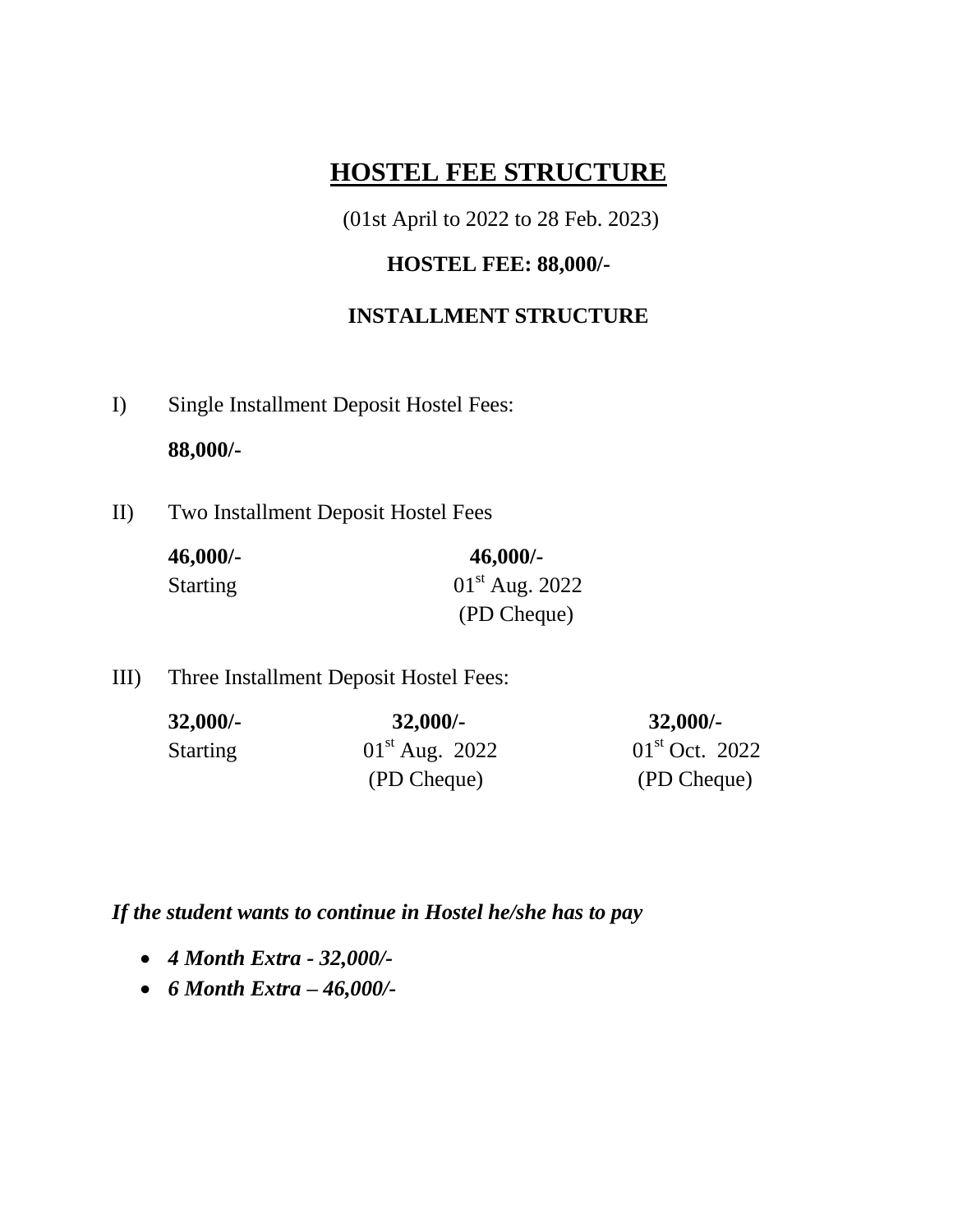# HOSTEL FEE STRUCTURE

(01st April to 2022 to 28 Feb. 2023)

**HOSTEL FEE: 88,000/-**

**INSTALLMENT STRUCTURE**

I) Single Installment Deposit Hostel Fees:

**88,000/-**

II) Two Installment Deposit Hostel Fees

| | |
|---|---|
| **46,000/-** | **46,000/-** |
| Starting | 01st Aug. 2022 (PD Cheque) |

III) Three Installment Deposit Hostel Fees:

| | | |
|---|---|---|
| **32,000/-** | **32,000/-** | **32,000/-** |
| Starting | 01st Aug. 2022 (PD Cheque) | 01st Oct. 2022 (PD Cheque) |

***If the student wants to continue in Hostel he/she has to pay***

- ***4 Month Extra - 32,000/-***
- ***6 Month Extra – 46,000/-***